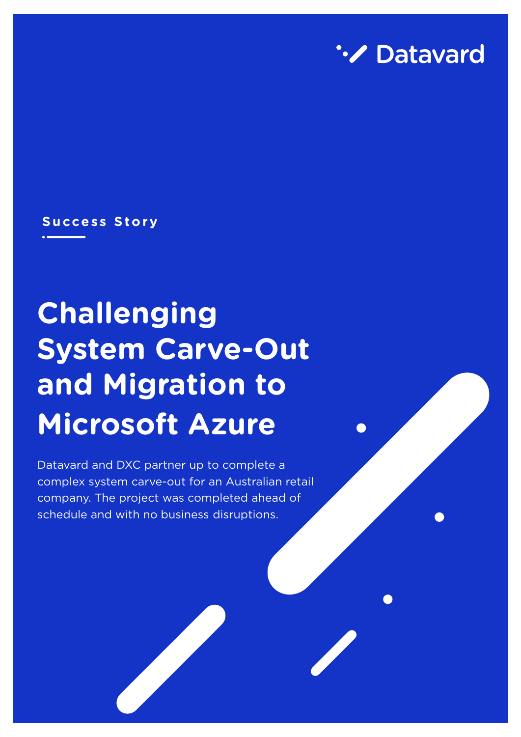Datavard

Success Story

# Challenging System Carve-Out and Migration to Microsoft Azure

Datavard and DXC partner up to complete a complex system carve-out for an Australian retail company. The project was completed ahead of schedule and with no business disruptions.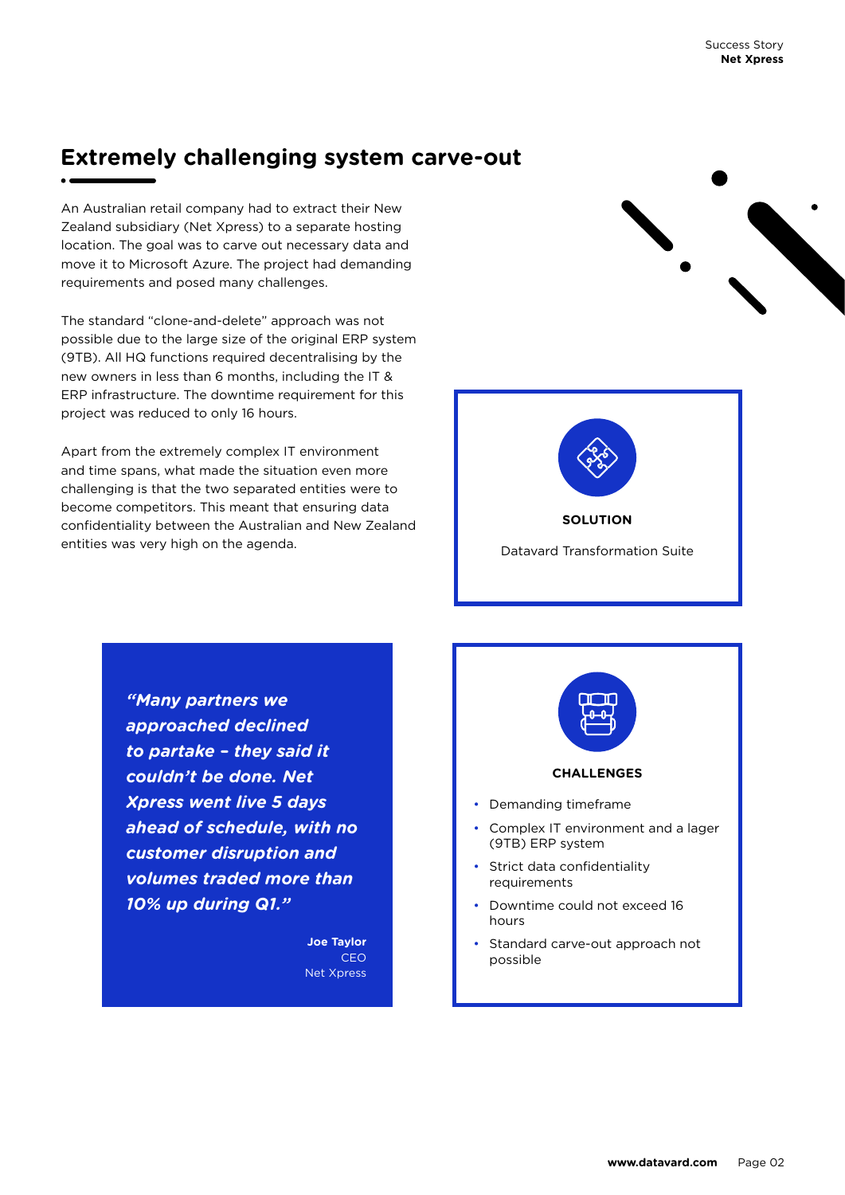# Extremely challenging system carve-out

An Australian retail company had to extract their New Zealand subsidiary (Net Xpress) to a separate hosting location. The goal was to carve out necessary data and move it to Microsoft Azure. The project had demanding requirements and posed many challenges.

The standard "clone-and-delete" approach was not possible due to the large size of the original ERP system (9TB). All HQ functions required decentralising by the new owners in less than 6 months, including the IT & ERP infrastructure. The downtime requirement for this project was reduced to only 16 hours.

Apart from the extremely complex IT environment and time spans, what made the situation even more challenging is that the two separated entities were to become competitors. This meant that ensuring data confidentiality between the Australian and New Zealand entities was very high on the agenda.

**SOLUTION**

Datavard Transformation Suite

***"Many partners we approached declined to partake – they said it couldn't be done. Net Xpress went live 5 days ahead of schedule, with no customer disruption and volumes traded more than 10% up during Q1."***

**Joe Taylor**
CEO
Net Xpress

**CHALLENGES**

- Demanding timeframe
- Complex IT environment and a lager (9TB) ERP system
- Strict data confidentiality requirements
- Downtime could not exceed 16 hours
- Standard carve-out approach not possible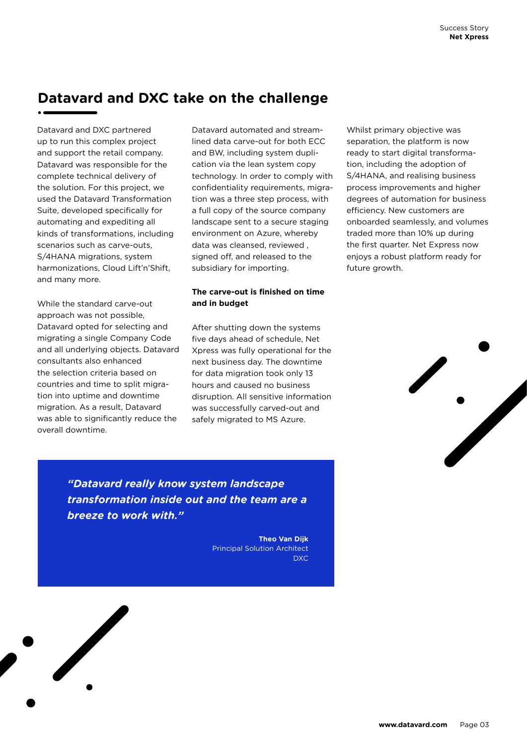## Datavard and DXC take on the challenge

Datavard and DXC partnered up to run this complex project and support the retail company. Datavard was responsible for the complete technical delivery of the solution. For this project, we used the Datavard Transformation Suite, developed specifically for automating and expediting all kinds of transformations, including scenarios such as carve-outs, S/4HANA migrations, system harmonizations, Cloud Lift'n'Shift, and many more.

While the standard carve-out approach was not possible, Datavard opted for selecting and migrating a single Company Code and all underlying objects. Datavard consultants also enhanced the selection criteria based on countries and time to split migration into uptime and downtime migration. As a result, Datavard was able to significantly reduce the overall downtime.

Datavard automated and streamlined data carve-out for both ECC and BW, including system duplication via the lean system copy technology. In order to comply with confidentiality requirements, migration was a three step process, with a full copy of the source company landscape sent to a secure staging environment on Azure, whereby data was cleansed, reviewed , signed off, and released to the subsidiary for importing.

**The carve-out is finished on time and in budget**

After shutting down the systems five days ahead of schedule, Net Xpress was fully operational for the next business day. The downtime for data migration took only 13 hours and caused no business disruption. All sensitive information was successfully carved-out and safely migrated to MS Azure.

Whilst primary objective was separation, the platform is now ready to start digital transformation, including the adoption of S/4HANA, and realising business process improvements and higher degrees of automation for business efficiency. New customers are onboarded seamlessly, and volumes traded more than 10% up during the first quarter. Net Express now enjoys a robust platform ready for future growth.

> ***"Datavard really know system landscape transformation inside out and the team are a breeze to work with."***
>
> **Theo Van Dijk**
> Principal Solution Architect
> DXC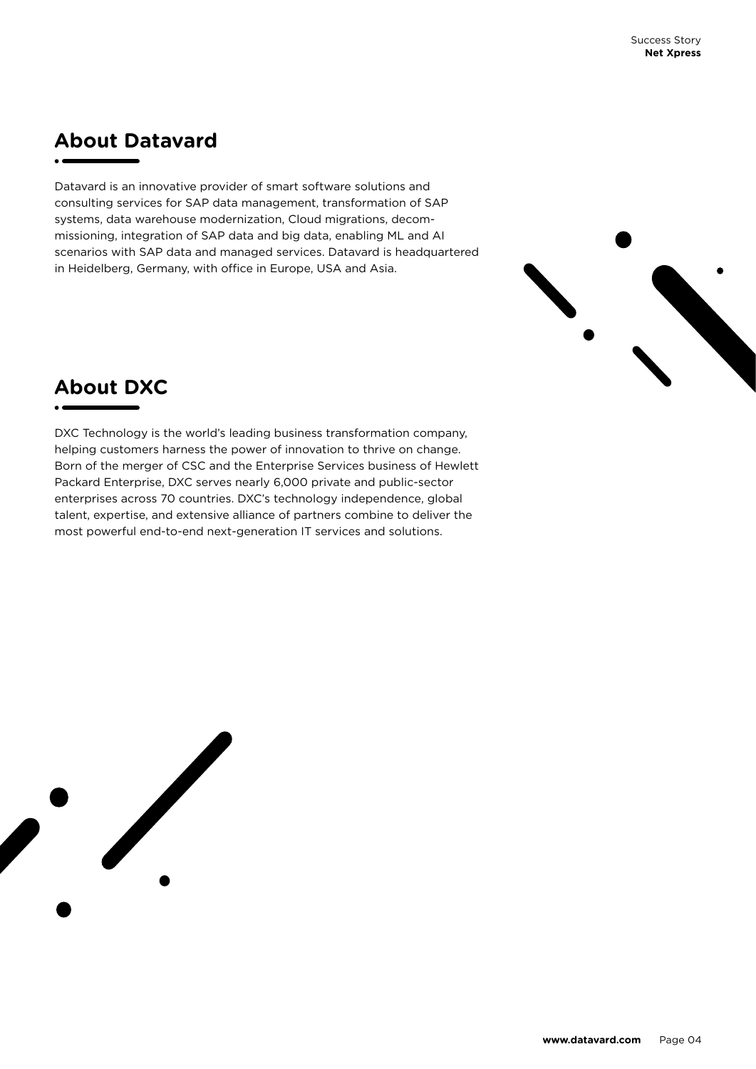## About Datavard

Datavard is an innovative provider of smart software solutions and consulting services for SAP data management, transformation of SAP systems, data warehouse modernization, Cloud migrations, decommissioning, integration of SAP data and big data, enabling ML and AI scenarios with SAP data and managed services. Datavard is headquartered in Heidelberg, Germany, with office in Europe, USA and Asia.

## About DXC

DXC Technology is the world's leading business transformation company, helping customers harness the power of innovation to thrive on change. Born of the merger of CSC and the Enterprise Services business of Hewlett Packard Enterprise, DXC serves nearly 6,000 private and public-sector enterprises across 70 countries. DXC's technology independence, global talent, expertise, and extensive alliance of partners combine to deliver the most powerful end-to-end next-generation IT services and solutions.

**www.datavard.com**